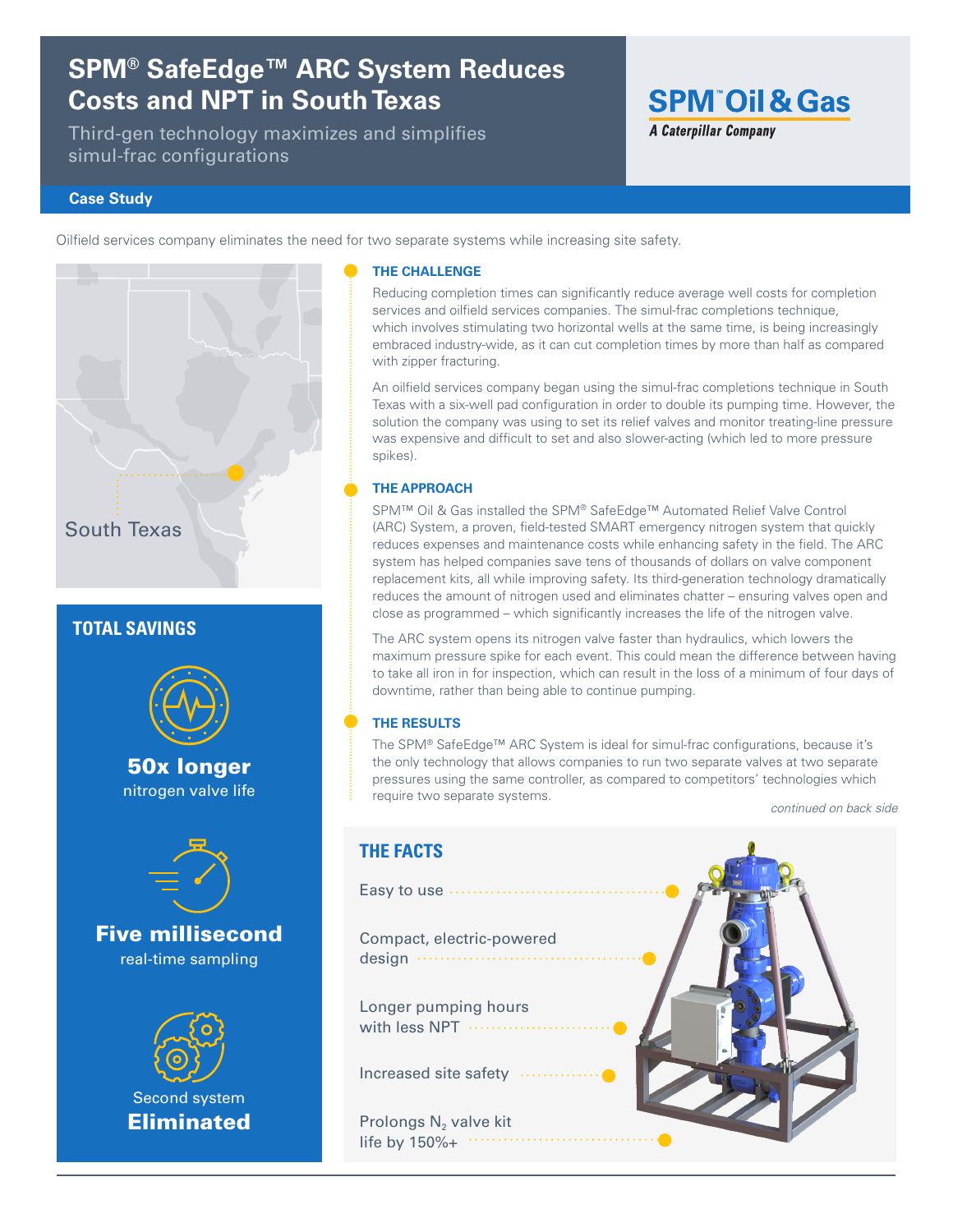# SPM® SafeEdge™ ARC System Reduces Costs and NPT in South Texas

Third-gen technology maximizes and simplifies simul-frac configurations

**SPM™ Oil & Gas**
*A Caterpillar Company*

**Case Study**

Oilfield services company eliminates the need for two separate systems while increasing site safety.

South Texas

## TOTAL SAVINGS

**50x longer**
nitrogen valve life

**Five millisecond**
real-time sampling

Second system
**Eliminated**

### THE CHALLENGE

Reducing completion times can significantly reduce average well costs for completion services and oilfield services companies. The simul-frac completions technique, which involves stimulating two horizontal wells at the same time, is being increasingly embraced industry-wide, as it can cut completion times by more than half as compared with zipper fracturing.

An oilfield services company began using the simul-frac completions technique in South Texas with a six-well pad configuration in order to double its pumping time. However, the solution the company was using to set its relief valves and monitor treating-line pressure was expensive and difficult to set and also slower-acting (which led to more pressure spikes).

### THE APPROACH

SPM™ Oil & Gas installed the SPM® SafeEdge™ Automated Relief Valve Control (ARC) System, a proven, field-tested SMART emergency nitrogen system that quickly reduces expenses and maintenance costs while enhancing safety in the field. The ARC system has helped companies save tens of thousands of dollars on valve component replacement kits, all while improving safety. Its third-generation technology dramatically reduces the amount of nitrogen used and eliminates chatter – ensuring valves open and close as programmed – which significantly increases the life of the nitrogen valve.

The ARC system opens its nitrogen valve faster than hydraulics, which lowers the maximum pressure spike for each event. This could mean the difference between having to take all iron in for inspection, which can result in the loss of a minimum of four days of downtime, rather than being able to continue pumping.

### THE RESULTS

The SPM® SafeEdge™ ARC System is ideal for simul-frac configurations, because it's the only technology that allows companies to run two separate valves at two separate pressures using the same controller, as compared to competitors' technologies which require two separate systems.

*continued on back side*

## THE FACTS

- Easy to use
- Compact, electric-powered design
- Longer pumping hours with less NPT
- Increased site safety
- Prolongs $N_2$ valve kit life by 150%+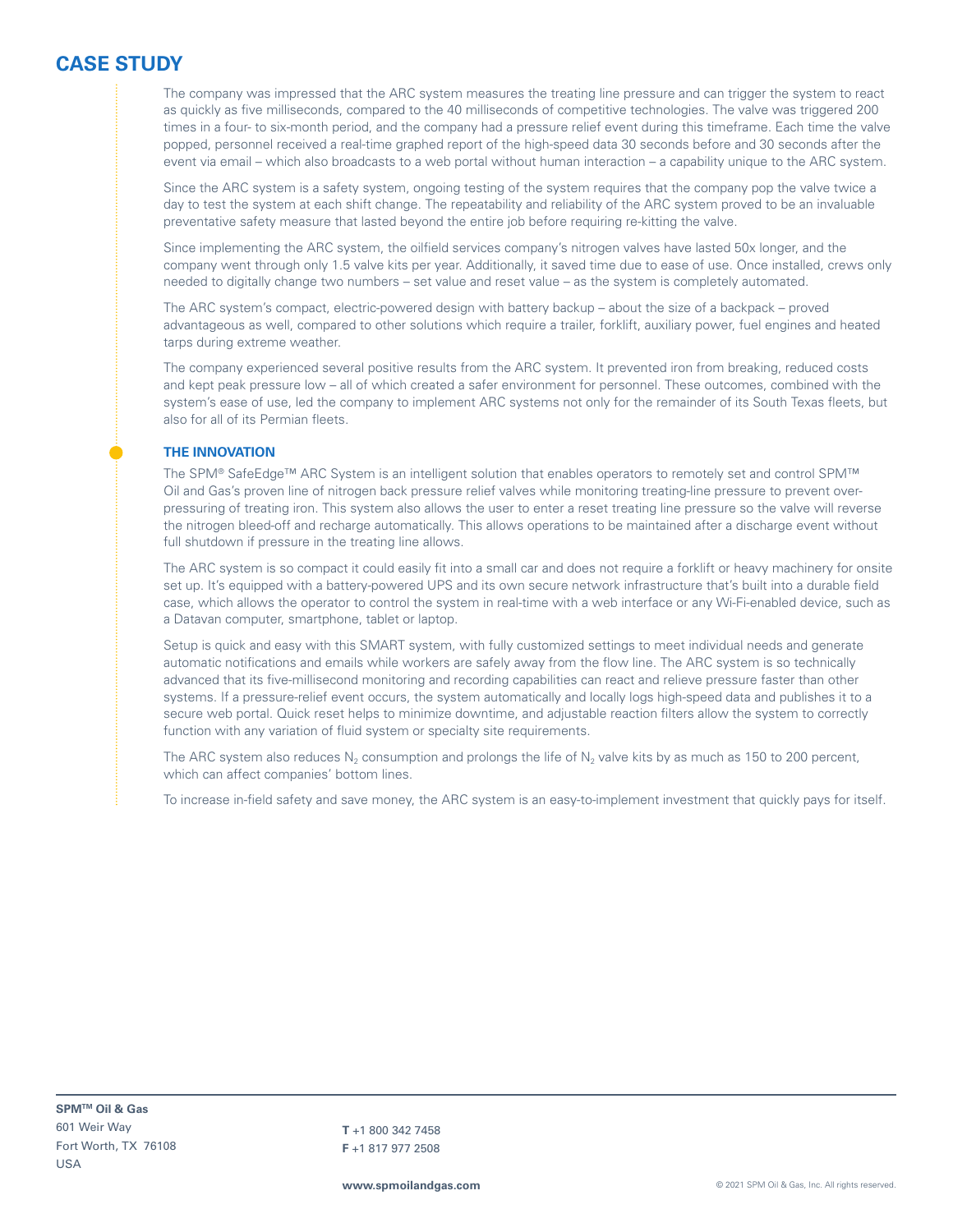# CASE STUDY

The company was impressed that the ARC system measures the treating line pressure and can trigger the system to react as quickly as five milliseconds, compared to the 40 milliseconds of competitive technologies. The valve was triggered 200 times in a four- to six-month period, and the company had a pressure relief event during this timeframe. Each time the valve popped, personnel received a real-time graphed report of the high-speed data 30 seconds before and 30 seconds after the event via email – which also broadcasts to a web portal without human interaction – a capability unique to the ARC system.

Since the ARC system is a safety system, ongoing testing of the system requires that the company pop the valve twice a day to test the system at each shift change. The repeatability and reliability of the ARC system proved to be an invaluable preventative safety measure that lasted beyond the entire job before requiring re-kitting the valve.

Since implementing the ARC system, the oilfield services company's nitrogen valves have lasted 50x longer, and the company went through only 1.5 valve kits per year. Additionally, it saved time due to ease of use. Once installed, crews only needed to digitally change two numbers – set value and reset value – as the system is completely automated.

The ARC system's compact, electric-powered design with battery backup – about the size of a backpack – proved advantageous as well, compared to other solutions which require a trailer, forklift, auxiliary power, fuel engines and heated tarps during extreme weather.

The company experienced several positive results from the ARC system. It prevented iron from breaking, reduced costs and kept peak pressure low – all of which created a safer environment for personnel. These outcomes, combined with the system's ease of use, led the company to implement ARC systems not only for the remainder of its South Texas fleets, but also for all of its Permian fleets.

## THE INNOVATION

The SPM® SafeEdge™ ARC System is an intelligent solution that enables operators to remotely set and control SPM™ Oil and Gas's proven line of nitrogen back pressure relief valves while monitoring treating-line pressure to prevent over-pressuring of treating iron. This system also allows the user to enter a reset treating line pressure so the valve will reverse the nitrogen bleed-off and recharge automatically. This allows operations to be maintained after a discharge event without full shutdown if pressure in the treating line allows.

The ARC system is so compact it could easily fit into a small car and does not require a forklift or heavy machinery for onsite set up. It's equipped with a battery-powered UPS and its own secure network infrastructure that's built into a durable field case, which allows the operator to control the system in real-time with a web interface or any Wi-Fi-enabled device, such as a Datavan computer, smartphone, tablet or laptop.

Setup is quick and easy with this SMART system, with fully customized settings to meet individual needs and generate automatic notifications and emails while workers are safely away from the flow line. The ARC system is so technically advanced that its five-millisecond monitoring and recording capabilities can react and relieve pressure faster than other systems. If a pressure-relief event occurs, the system automatically and locally logs high-speed data and publishes it to a secure web portal. Quick reset helps to minimize downtime, and adjustable reaction filters allow the system to correctly function with any variation of fluid system or specialty site requirements.

The ARC system also reduces $N_2$ consumption and prolongs the life of $N_2$ valve kits by as much as 150 to 200 percent, which can affect companies' bottom lines.

To increase in-field safety and save money, the ARC system is an easy-to-implement investment that quickly pays for itself.

**SPM™ Oil & Gas**
601 Weir Way
Fort Worth, TX 76108
USA

**T** +1 800 342 7458
**F** +1 817 977 2508

**www.spmoilandgas.com**

© 2021 SPM Oil & Gas, Inc. All rights reserved.